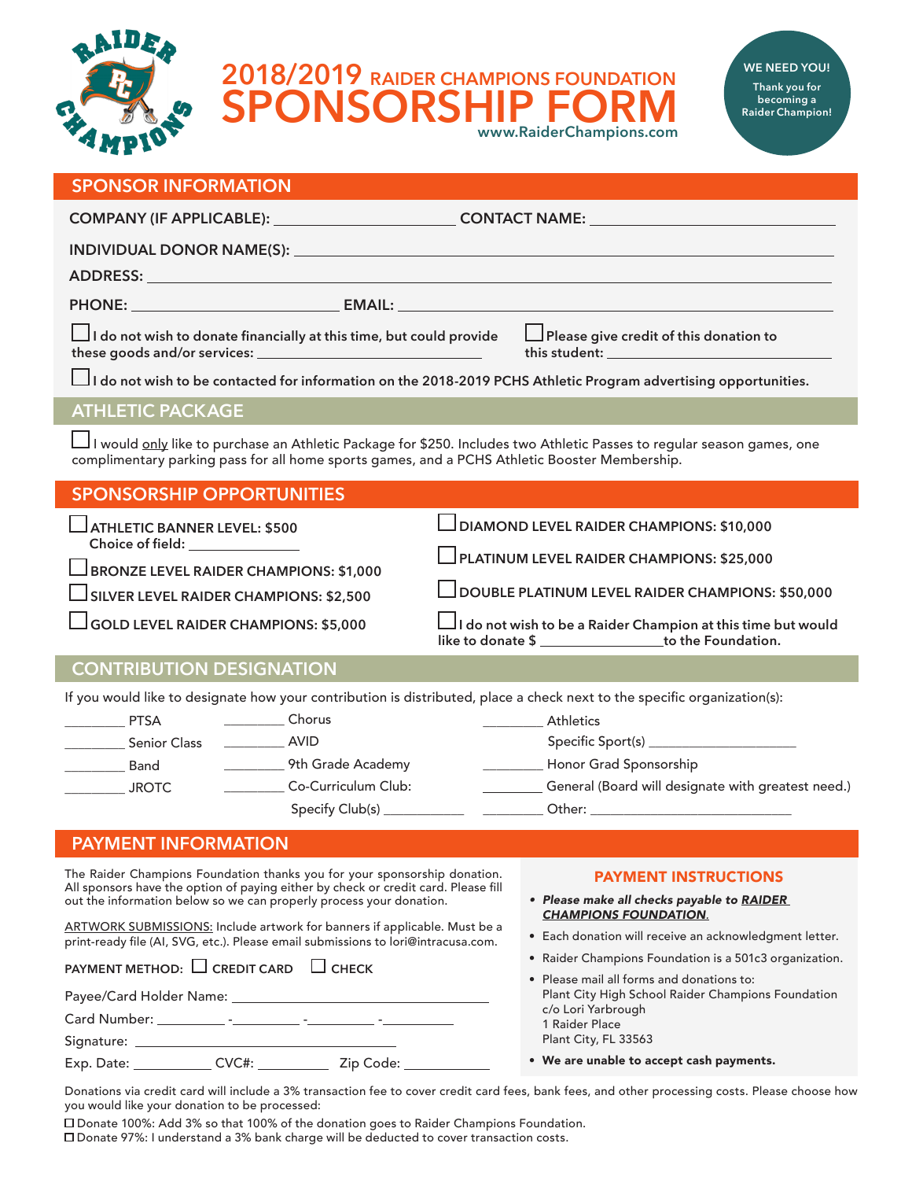# 2018/2019 RAIDER CHAMPIONS FOUNDATION SPONSORSHIP FORM

www.RaiderChampions.com

**WE NEED YOU!** Thank you for becoming a Raider Champion!

## SPONSOR INFORMATION

**COMPANY (IF APPLICABLE):** ______________________ **CONTACT NAME:** ______________________

**INDIVIDUAL DONOR NAME(S):** ____________________________________________

**ADDRESS:** ____________________________________________

**PHONE:** ______________________ **EMAIL:** ______________________

☐ **I do not wish to donate financially at this time, but could provide these goods and/or services:** ______________________

☐ **Please give credit of this donation to this student:** ______________________

☐ **I do not wish to be contacted for information on the 2018-2019 PCHS Athletic Program advertising opportunities.**

## ATHLETIC PACKAGE

☐ I would only like to purchase an Athletic Package for $250. Includes two Athletic Passes to regular season games, one complimentary parking pass for all home sports games, and a PCHS Athletic Booster Membership.

## SPONSORSHIP OPPORTUNITIES

☐ **ATHLETIC BANNER LEVEL: $500**
**Choice of field:** ______________

☐ **BRONZE LEVEL RAIDER CHAMPIONS: $1,000**

☐ **SILVER LEVEL RAIDER CHAMPIONS: $2,500**

☐ **GOLD LEVEL RAIDER CHAMPIONS: $5,000**

☐ **DIAMOND LEVEL RAIDER CHAMPIONS: $10,000**

☐ **PLATINUM LEVEL RAIDER CHAMPIONS: $25,000**

☐ **DOUBLE PLATINUM LEVEL RAIDER CHAMPIONS: $50,000**

☐ **I do not wish to be a Raider Champion at this time but would like to donate $** ______________ **to the Foundation.**

## CONTRIBUTION DESIGNATION

If you would like to designate how your contribution is distributed, place a check next to the specific organization(s):

________ PTSA
________ Senior Class
________ Band
________ JROTC
________ Chorus
________ AVID
________ 9th Grade Academy
________ Co-Curriculum Club:
Specify Club(s) ___________
________ Athletics
Specific Sport(s) ____________________
________ Honor Grad Sponsorship
________ General (Board will designate with greatest need.)
________ Other: ____________________________

## PAYMENT INFORMATION

The Raider Champions Foundation thanks you for your sponsorship donation. All sponsors have the option of paying either by check or credit card. Please fill out the information below so we can properly process your donation.

ARTWORK SUBMISSIONS: Include artwork for banners if applicable. Must be a print-ready file (AI, SVG, etc.). Please email submissions to lori@intracusa.com.

PAYMENT METHOD: ☐ CREDIT CARD ☐ CHECK

Payee/Card Holder Name: ______________________________

Card Number: ________ -________ -________ -________

Signature: ______________________________

Exp. Date: __________ CVC#: _________ Zip Code: ___________

### PAYMENT INSTRUCTIONS

- ***Please make all checks payable to RAIDER CHAMPIONS FOUNDATION.***
- Each donation will receive an acknowledgment letter.
- Raider Champions Foundation is a 501c3 organization.
- Please mail all forms and donations to:
  Plant City High School Raider Champions Foundation
  c/o Lori Yarbrough
  1 Raider Place
  Plant City, FL 33563
- **We are unable to accept cash payments.**

Donations via credit card will include a 3% transaction fee to cover credit card fees, bank fees, and other processing costs. Please choose how you would like your donation to be processed:

☐ Donate 100%: Add 3% so that 100% of the donation goes to Raider Champions Foundation.
☐ Donate 97%: I understand a 3% bank charge will be deducted to cover transaction costs.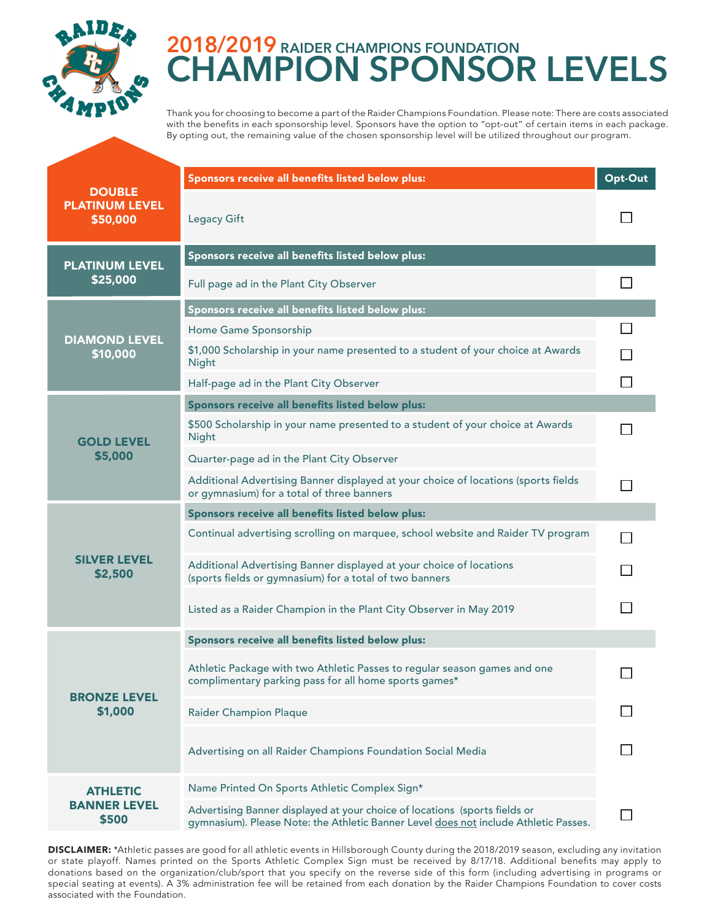# 2018/2019 RAIDER CHAMPIONS FOUNDATION
# CHAMPION SPONSOR LEVELS

Thank you for choosing to become a part of the Raider Champions Foundation. Please note: There are costs associated with the benefits in each sponsorship level. Sponsors have the option to "opt-out" of certain items in each package. By opting out, the remaining value of the chosen sponsorship level will be utilized throughout our program.

| Level | Benefits | Opt-Out |
|---|---|---|
| **DOUBLE PLATINUM LEVEL $50,000** | **Sponsors receive all benefits listed below plus:** | |
| | Legacy Gift | ☐ |
| **PLATINUM LEVEL $25,000** | **Sponsors receive all benefits listed below plus:** | |
| | Full page ad in the Plant City Observer | ☐ |
| **DIAMOND LEVEL $10,000** | **Sponsors receive all benefits listed below plus:** | |
| | Home Game Sponsorship | ☐ |
| | $1,000 Scholarship in your name presented to a student of your choice at Awards Night | ☐ |
| | Half-page ad in the Plant City Observer | ☐ |
| **GOLD LEVEL $5,000** | **Sponsors receive all benefits listed below plus:** | |
| | $500 Scholarship in your name presented to a student of your choice at Awards Night | ☐ |
| | Quarter-page ad in the Plant City Observer | |
| | Additional Advertising Banner displayed at your choice of locations (sports fields or gymnasium) for a total of three banners | ☐ |
| **SILVER LEVEL $2,500** | **Sponsors receive all benefits listed below plus:** | |
| | Continual advertising scrolling on marquee, school website and Raider TV program | ☐ |
| | Additional Advertising Banner displayed at your choice of locations (sports fields or gymnasium) for a total of two banners | ☐ |
| | Listed as a Raider Champion in the Plant City Observer in May 2019 | ☐ |
| **BRONZE LEVEL $1,000** | **Sponsors receive all benefits listed below plus:** | |
| | Athletic Package with two Athletic Passes to regular season games and one complimentary parking pass for all home sports games* | ☐ |
| | Raider Champion Plaque | ☐ |
| | Advertising on all Raider Champions Foundation Social Media | ☐ |
| **ATHLETIC BANNER LEVEL $500** | Name Printed On Sports Athletic Complex Sign* | |
| | Advertising Banner displayed at your choice of locations (sports fields or gymnasium). Please Note: the Athletic Banner Level does not include Athletic Passes. | ☐ |

**DISCLAIMER:** *Athletic passes are good for all athletic events in Hillsborough County during the 2018/2019 season, excluding any invitation or state playoff. Names printed on the Sports Athletic Complex Sign must be received by 8/17/18. Additional benefits may apply to donations based on the organization/club/sport that you specify on the reverse side of this form (including advertising in programs or special seating at events). A 3% administration fee will be retained from each donation by the Raider Champions Foundation to cover costs associated with the Foundation.